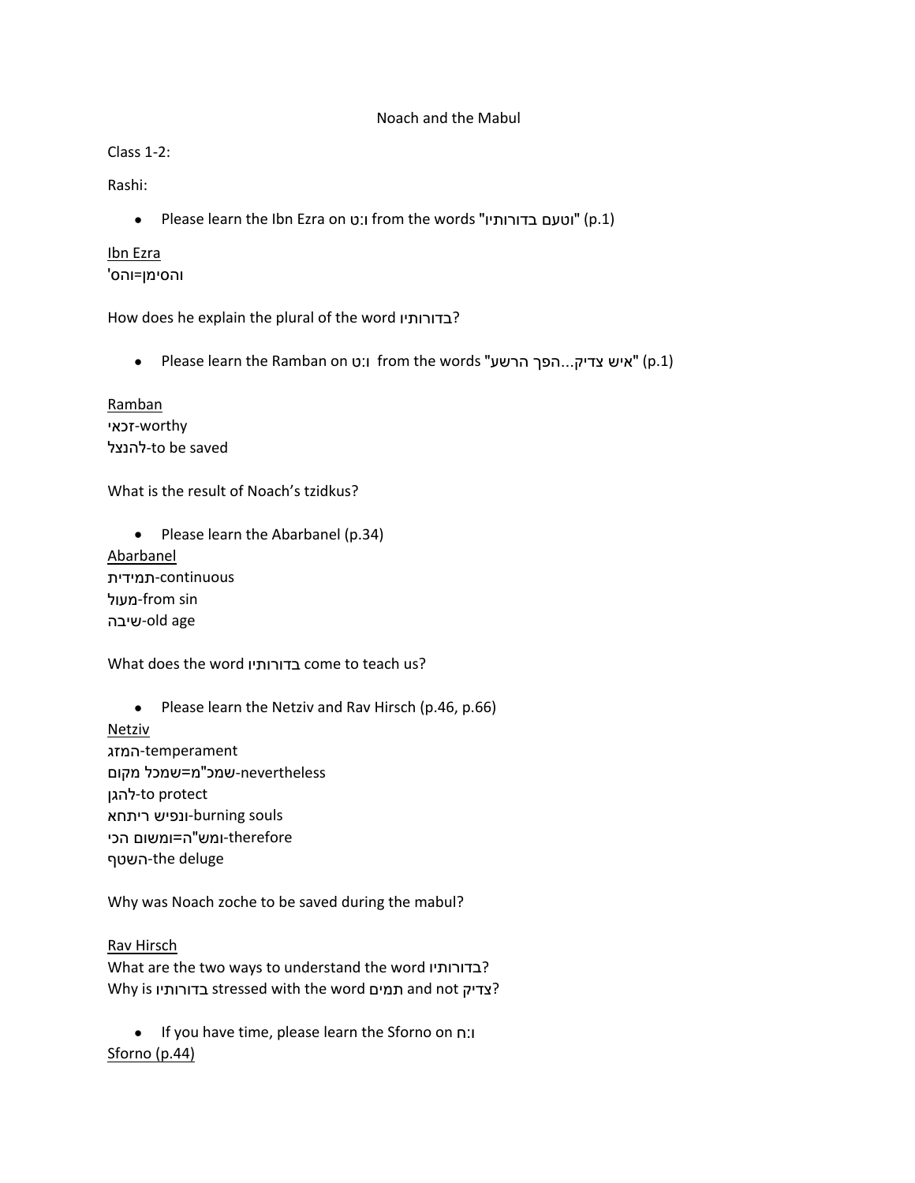# Noach and the Mabul

Class 1-2:

Rashi:

- Please learn the Ibn Ezra on ו:ט from the words "וטעם בדורותיו" (p.1)

<u>Ibn Ezra</u>
והסימן=והס'

How does he explain the plural of the word בדורותיו?

- Please learn the Ramban on ו:ט from the words "איש צדיק...הפך הרשע" (p.1)

<u>Ramban</u>
זכאי-worthy
להנצל-to be saved

What is the result of Noach's tzidkus?

- Please learn the Abarbanel (p.34)

<u>Abarbanel</u>
תמידית-continuous
מעול-from sin
שיבה-old age

What does the word בדורותיו come to teach us?

- Please learn the Netziv and Rav Hirsch (p.46, p.66)

<u>Netziv</u>
המזג-temperament
שמכ"מ=שמכל מקום-nevertheless
להגן-to protect
ונפיש ריתחא-burning souls
ומש"ה=ומשום הכי-therefore
השטף-the deluge

Why was Noach zoche to be saved during the mabul?

<u>Rav Hirsch</u>
What are the two ways to understand the word בדורותיו?
Why is בדורותיו stressed with the word תמים and not צדיק?

- If you have time, please learn the Sforno on ו:ח

<u>Sforno (p.44)</u>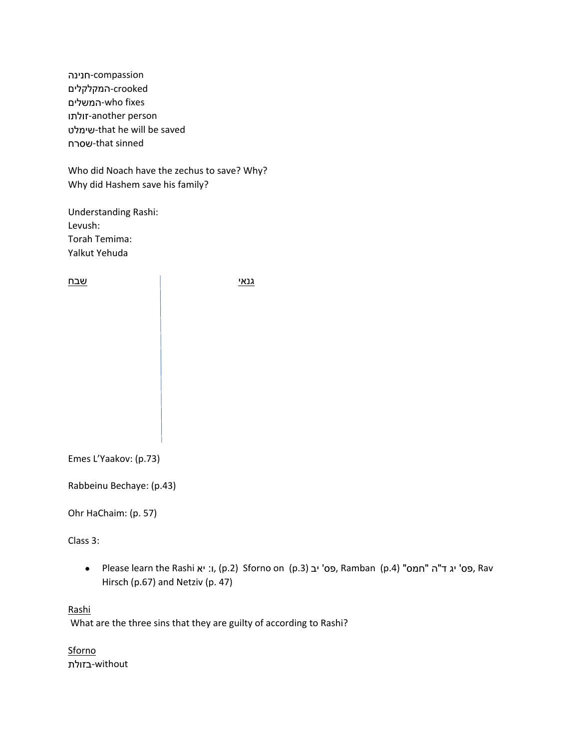חנינה-compassion
המקלקלים-crooked
המשלים-who fixes
זולתו-another person
שימלט-that he will be saved
שסרח-that sinned

Who did Noach have the zechus to save? Why?
Why did Hashem save his family?

Understanding Rashi:
Levush:
Torah Temima:
Yalkut Yehuda

| שבח | גנאי |
|---|---|
| | |

Emes L'Yaakov: (p.73)

Rabbeinu Bechaye: (p.43)

Ohr HaChaim: (p. 57)

Class 3:

- Please learn the Rashi ו: יא, (p.2) Sforno on (p.3) פס' יב, Ramban (p.4) פס' יג ד"ה "חמס", Rav Hirsch (p.67) and Netziv (p. 47)

<u>Rashi</u>
What are the three sins that they are guilty of according to Rashi?

<u>Sforno</u>
בזולת-without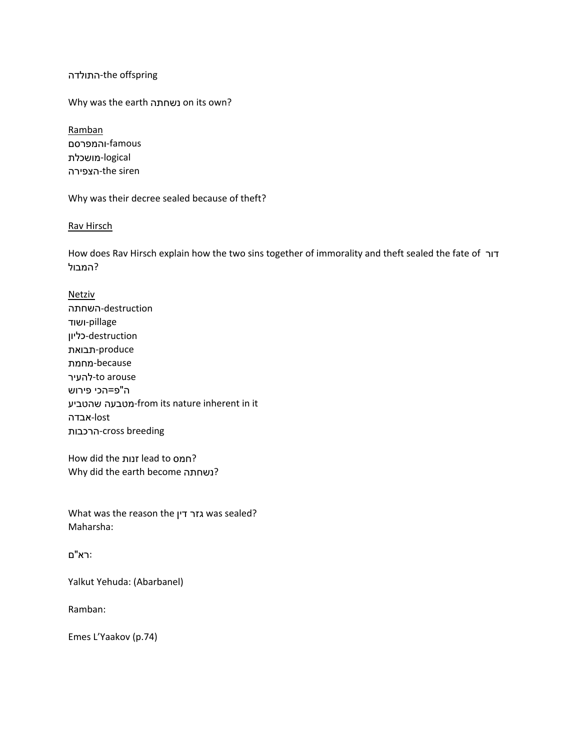התולדה-the offspring

Why was the earth נשחתה on its own?

<u>Ramban</u>
והמפרסם-famous
מושכלת-logical
הצפירה-the siren

Why was their decree sealed because of theft?

<u>Rav Hirsch</u>

How does Rav Hirsch explain how the two sins together of immorality and theft sealed the fate of דור המבול?

<u>Netziv</u>
השחתה-destruction
ושוד-pillage
כליון-destruction
תבואת-produce
מחמת-because
להעיר-to arouse
ה"פ=הכי פירוש
מטבעה שהטביע-from its nature inherent in it
אבדה-lost
הרכבות-cross breeding

How did the זנות lead to חמס?
Why did the earth become נשחתה?

What was the reason the גזר דין was sealed?
Maharsha:

ראב"ם:

Yalkut Yehuda: (Abarbanel)

Ramban:

Emes L'Yaakov (p.74)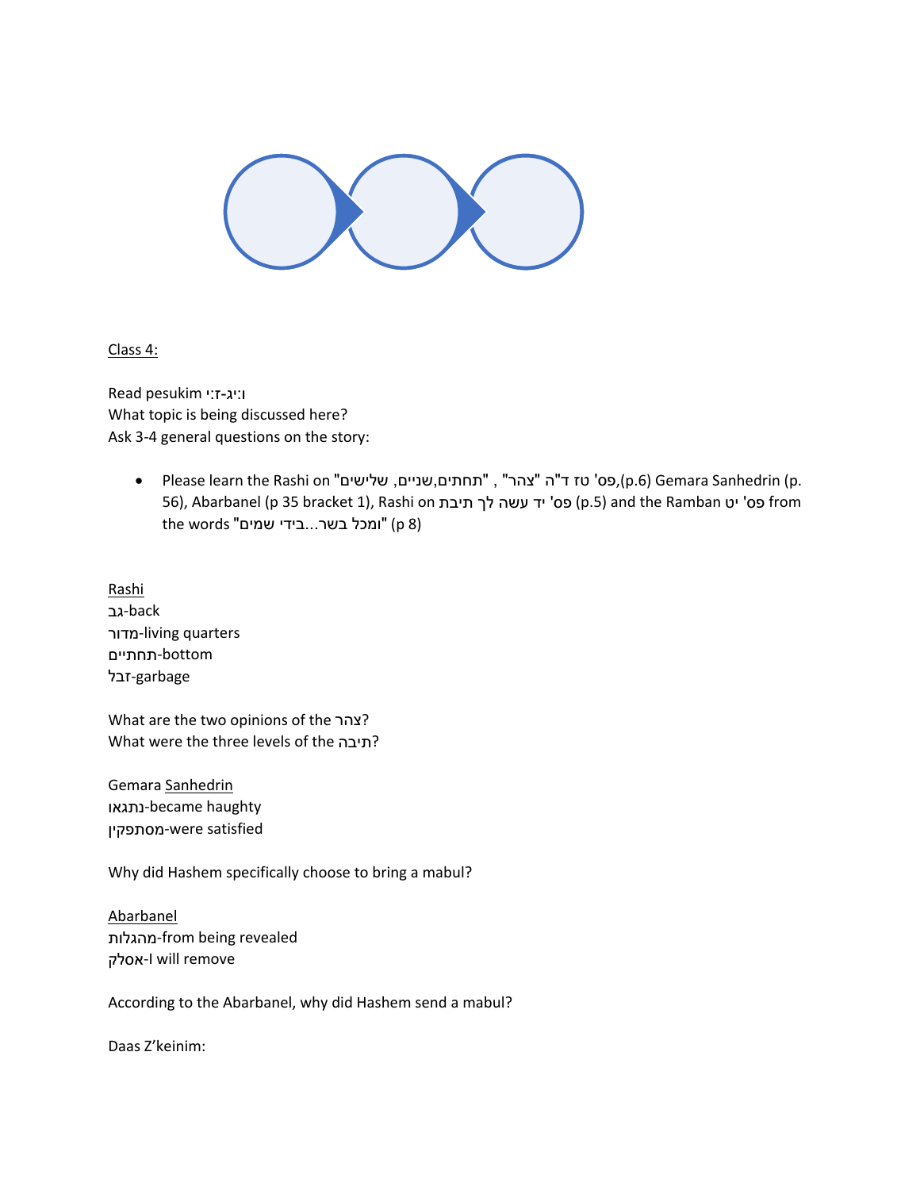Class 4:

Read pesukim ו:יג-ז:י
What topic is being discussed here?
Ask 3-4 general questions on the story:

- Please learn the Rashi on "תחתים,שניים, שלישים" , "צהר" ד"ה פס' טז,(p.6) Gemara Sanhedrin (p. 56), Abarbanel (p 35 bracket 1), Rashi on פס' יד עשה לך תיבת (p.5) and the Ramban פס' יט from the words "ומכל בשר...בידי שמים" (p 8)

Rashi
גב-back
מדור-living quarters
תחתיים-bottom
זבל-garbage

What are the two opinions of the צהר?
What were the three levels of the תיבה?

Gemara Sanhedrin
נתגאו-became haughty
מסתפקין-were satisfied

Why did Hashem specifically choose to bring a mabul?

Abarbanel
מהגלות-from being revealed
אסלק-I will remove

According to the Abarbanel, why did Hashem send a mabul?

Daas Z'keinim: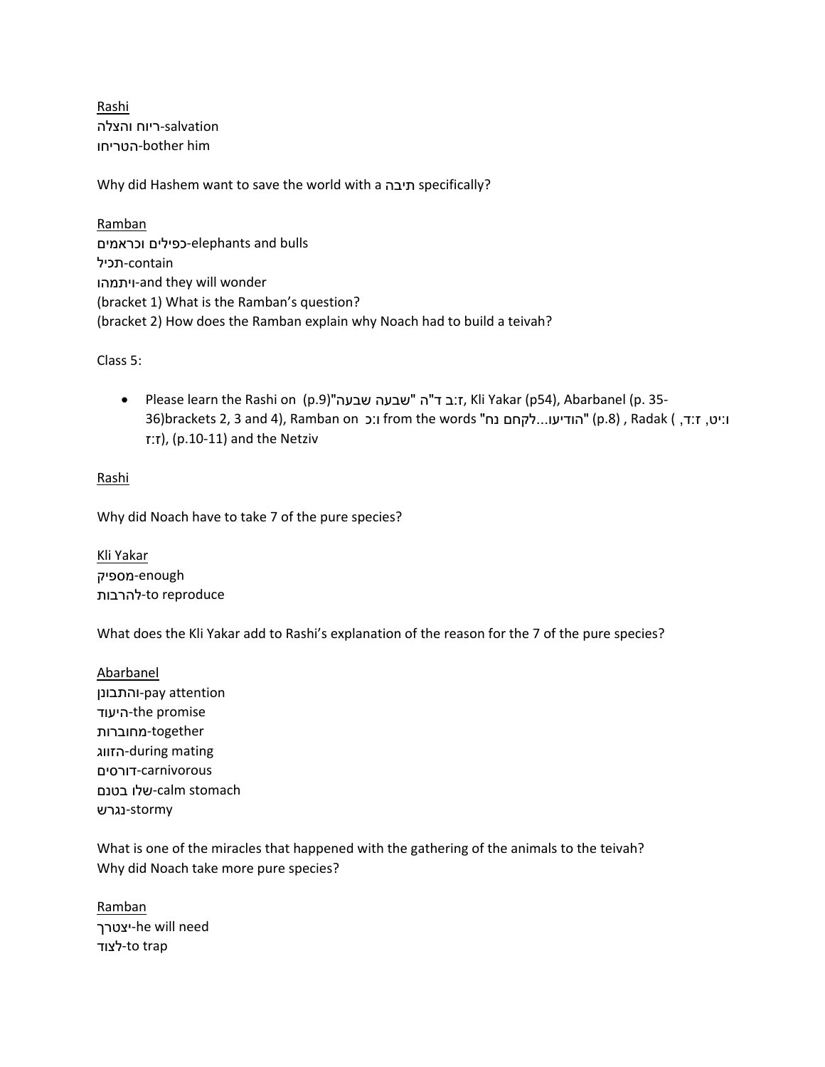Rashi

ריוח והצלה-salvation

הטריחו-bother him

Why did Hashem want to save the world with a תיבה specifically?

Ramban

כפילים וכראמים-elephants and bulls

תכיל-contain

ויתמהו-and they will wonder

(bracket 1) What is the Ramban's question?

(bracket 2) How does the Ramban explain why Noach had to build a teivah?

Class 5:

- Please learn the Rashi on ז:ב ד"ה "שבעה שבעה"(p.9), Kli Yakar (p54), Abarbanel (p. 35-36)brackets 2, 3 and 4), Ramban on ו:כ from the words "הודיעו...לקחם נח" (p.8) , Radak ( ו:יט, ז:ד, ז:ז), (p.10-11) and the Netziv

Rashi

Why did Noach have to take 7 of the pure species?

Kli Yakar

מספיק-enough

להרבות-to reproduce

What does the Kli Yakar add to Rashi's explanation of the reason for the 7 of the pure species?

Abarbanel

והתבונן-pay attention

היעוד-the promise

מחוברות-together

הזווג-during mating

דורסים-carnivorous

שלו בטנם-calm stomach

נגרש-stormy

What is one of the miracles that happened with the gathering of the animals to the teivah?

Why did Noach take more pure species?

Ramban

יצטרך-he will need

לצוד-to trap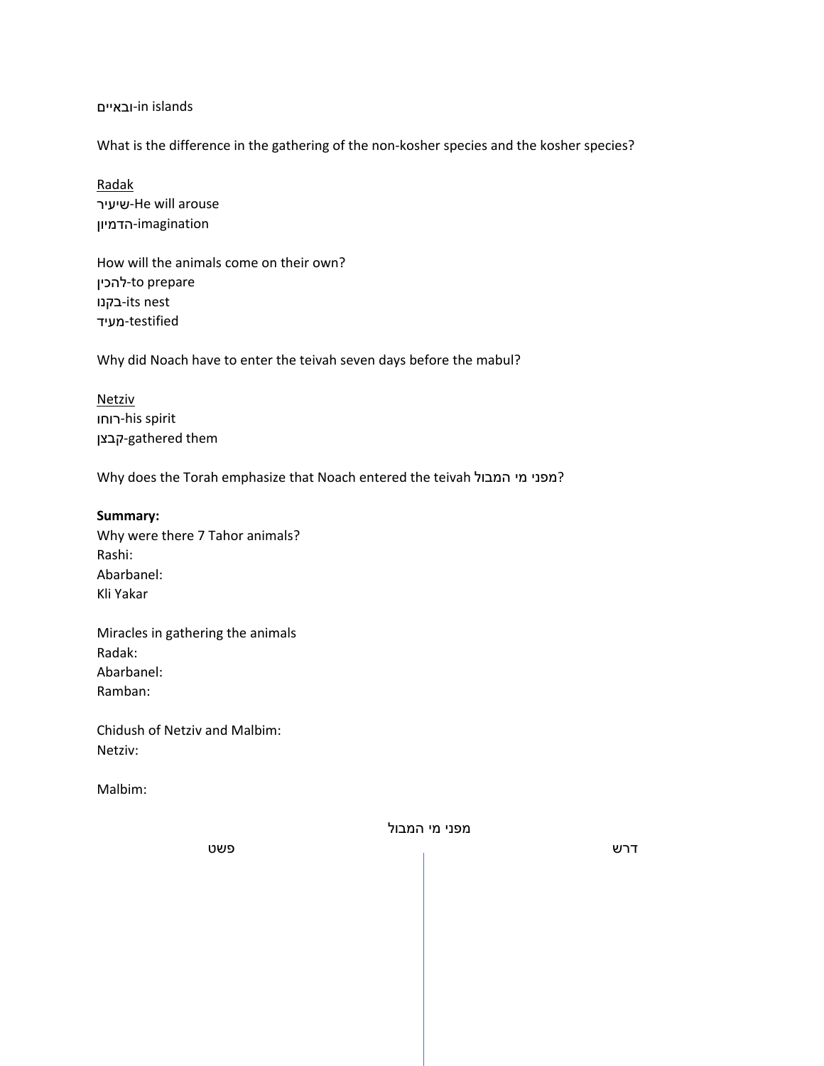ובאיים-in islands

What is the difference in the gathering of the non-kosher species and the kosher species?

<u>Radak</u>
שיעיר-He will arouse
הדמיון-imagination

How will the animals come on their own?
להכין-to prepare
בקנו-its nest
מעיד-testified

Why did Noach have to enter the teivah seven days before the mabul?

<u>Netziv</u>
רוחו-his spirit
קבצן-gathered them

Why does the Torah emphasize that Noach entered the teivah מפני מי המבול?

**Summary:**
Why were there 7 Tahor animals?
Rashi:
Abarbanel:
Kli Yakar

Miracles in gathering the animals
Radak:
Abarbanel:
Ramban:

Chidush of Netziv and Malbim:
Netziv:

Malbim:

מפני מי המבול

| פשט | דרש |
| --- | --- |
| | |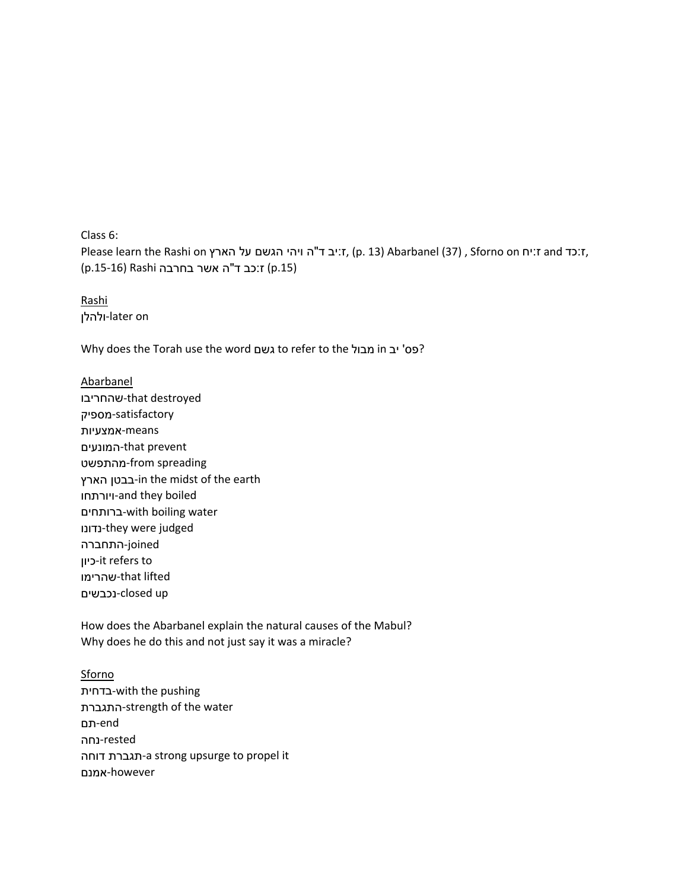Class 6:
Please learn the Rashi on ז:יב ד"ה ויהי הגשם על הארץ, (p. 13) Abarbanel (37) , Sforno on ז:יח and ז:כד, (p.15-16) Rashi ז:כב ד"ה אשר בחרבה (p.15)

Rashi
ולהלן-later on

Why does the Torah use the word גשם to refer to the מבול in פס' יב?

Abarbanel
שהחריבו-that destroyed
מספיק-satisfactory
אמצעיות-means
המונעים-that prevent
מהתפשט-from spreading
בבטן הארץ-in the midst of the earth
ויורתחו-and they boiled
ברותחים-with boiling water
נדונו-they were judged
התחברה-joined
כיון-it refers to
שהרימו-that lifted
נכבשים-closed up

How does the Abarbanel explain the natural causes of the Mabul?
Why does he do this and not just say it was a miracle?

Sforno
בדחית-with the pushing
התגברת-strength of the water
תם-end
נחה-rested
תגברת דוחה-a strong upsurge to propel it
אמנם-however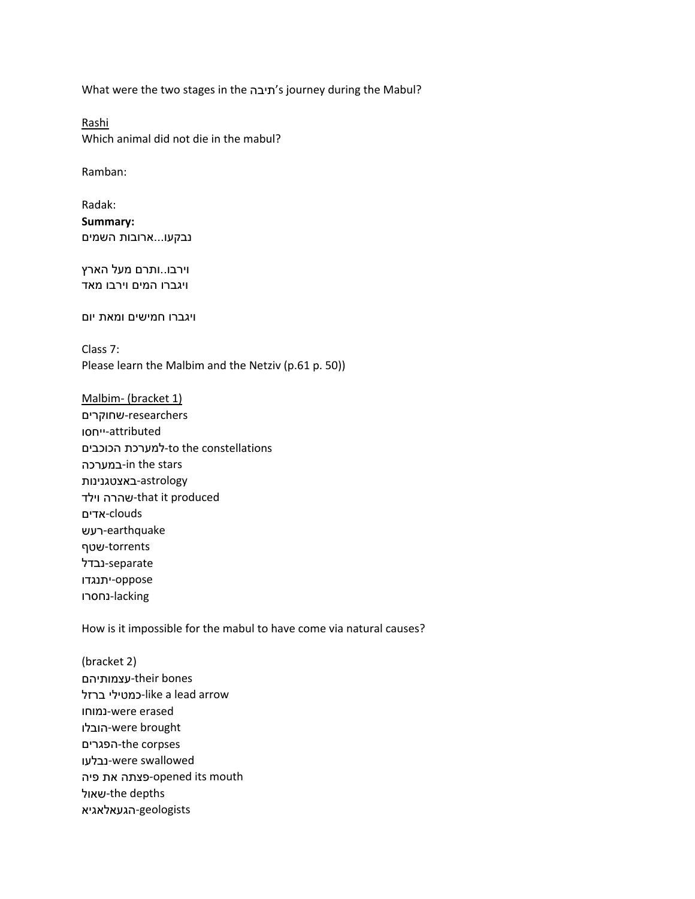What were the two stages in the תיבה's journey during the Mabul?

Rashi

Which animal did not die in the mabul?

Ramban:

Radak:

**Summary:**

נבקעו...ארובות השמים

וירבו..ותרם מעל הארץ

ויגברו המים וירבו מאד

ויגברו חמישים ומאת יום

Class 7:

Please learn the Malbim and the Netziv (p.61 p. 50))

Malbim- (bracket 1)

שחוקרים-researchers

ייחסו-attributed

למערכת הכוכבים-to the constellations

במערכה-in the stars

באצטגנינות-astrology

שהרה וילד-that it produced

אדים-clouds

רעש-earthquake

שטף-torrents

נבדל-separate

יתנגדו-oppose

נחסרו-lacking

How is it impossible for the mabul to have come via natural causes?

(bracket 2)

עצמותיהם-their bones

כמטילי ברזל-like a lead arrow

נמוחו-were erased

הובלו-were brought

הפגרים-the corpses

נבלעו-were swallowed

פצתה את פיה-opened its mouth

שאול-the depths

הגעאלאגיא-geologists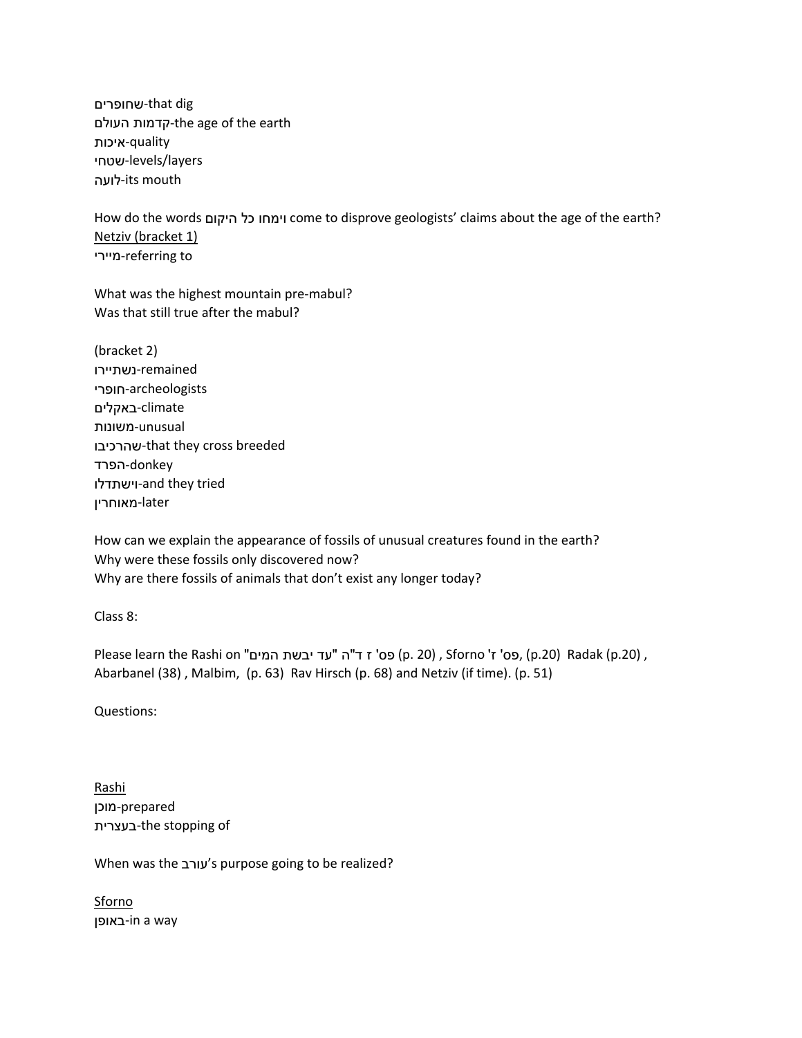שחופרים-that dig
קדמות העולם-the age of the earth
איכות-quality
שטחי-levels/layers
לועה-its mouth

How do the words וימחו כל היקום come to disprove geologists' claims about the age of the earth?
<u>Netziv (bracket 1)</u>
מיירי-referring to

What was the highest mountain pre-mabul?
Was that still true after the mabul?

(bracket 2)
נשתיירו-remained
חופרי-archeologists
באקלים-climate
משונות-unusual
שהרכיבו-that they cross breeded
הפרד-donkey
וישתדלו-and they tried
מאוחרין-later

How can we explain the appearance of fossils of unusual creatures found in the earth?
Why were these fossils only discovered now?
Why are there fossils of animals that don't exist any longer today?

Class 8:

Please learn the Rashi on "פס' ז ד"ה "עד יבשת המים (p. 20) , Sforno 'פס' ז, (p.20) Radak (p.20) , Abarbanel (38) , Malbim, (p. 63) Rav Hirsch (p. 68) and Netziv (if time). (p. 51)

Questions:

<u>Rashi</u>
מוכן-prepared
בעצרית-the stopping of

When was the עורב's purpose going to be realized?

<u>Sforno</u>
באופן-in a way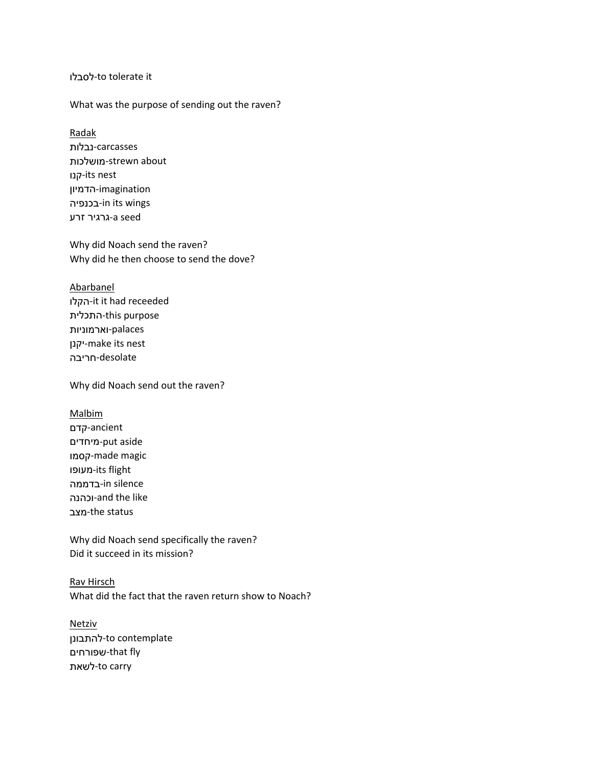לסבלו-to tolerate it

What was the purpose of sending out the raven?

<u>Radak</u>
נבלות-carcasses
מושלכות-strewn about
קנו-its nest
הדמיון-imagination
בכנפיה-in its wings
גרגיר זרע-a seed

Why did Noach send the raven?
Why did he then choose to send the dove?

<u>Abarbanel</u>
הקלו-it it had receeded
התכלית-this purpose
וארמוניות-palaces
יקנן-make its nest
חריבה-desolate

Why did Noach send out the raven?

<u>Malbim</u>
קדם-ancient
מיחדים-put aside
קסמו-made magic
מעופו-its flight
בדממה-in silence
וכהנה-and the like
מצב-the status

Why did Noach send specifically the raven?
Did it succeed in its mission?

<u>Rav Hirsch</u>
What did the fact that the raven return show to Noach?

<u>Netziv</u>
להתבונן-to contemplate
שפורחים-that fly
לשאת-to carry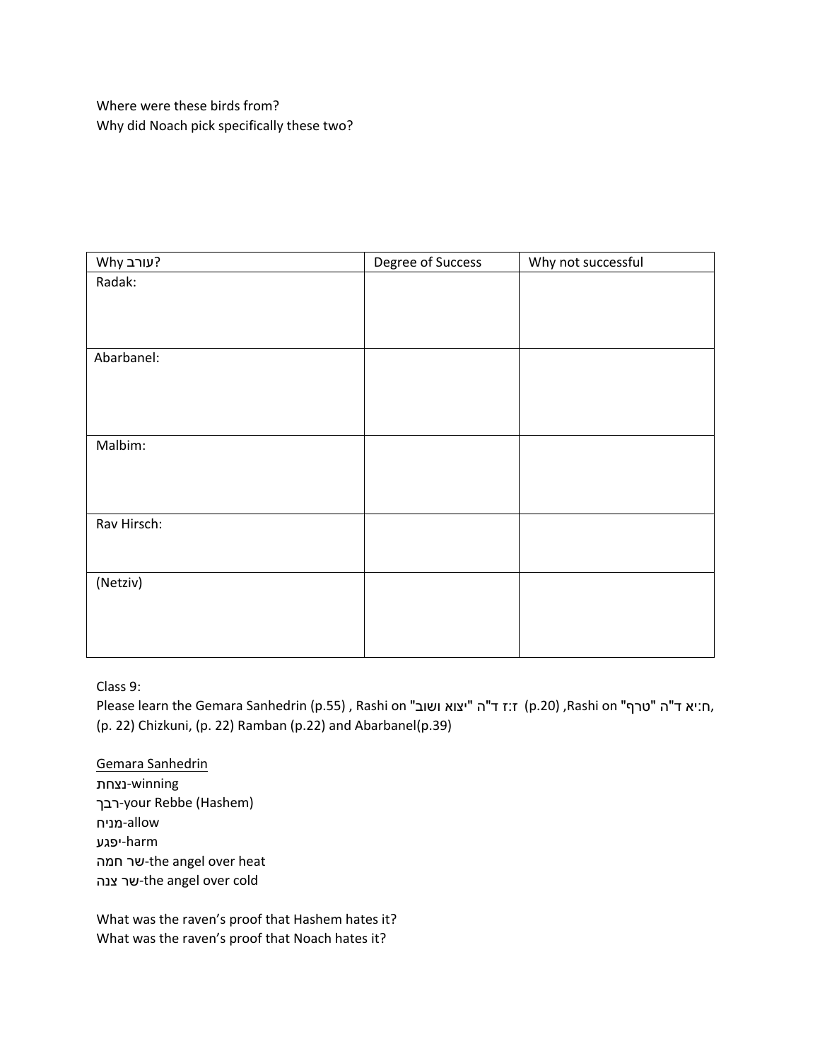Where were these birds from?
Why did Noach pick specifically these two?

| Why עורב? | Degree of Success | Why not successful |
|---|---|---|
| Radak: | | |
| Abarbanel: | | |
| Malbim: | | |
| Rav Hirsch: | | |
| (Netziv) | | |

Class 9:
Please learn the Gemara Sanhedrin (p.55) , Rashi on "יצוא ושוב" ד"ה ז:ז (p.20) ,Rashi on "טרף" ד"ה ח:יא, (p. 22) Chizkuni, (p. 22) Ramban (p.22) and Abarbanel(p.39)

<u>Gemara Sanhedrin</u>
נצחת-winning
רבך-your Rebbe (Hashem)
מניח-allow
יפגע-harm
שר חמה-the angel over heat
שר צנה-the angel over cold

What was the raven's proof that Hashem hates it?
What was the raven's proof that Noach hates it?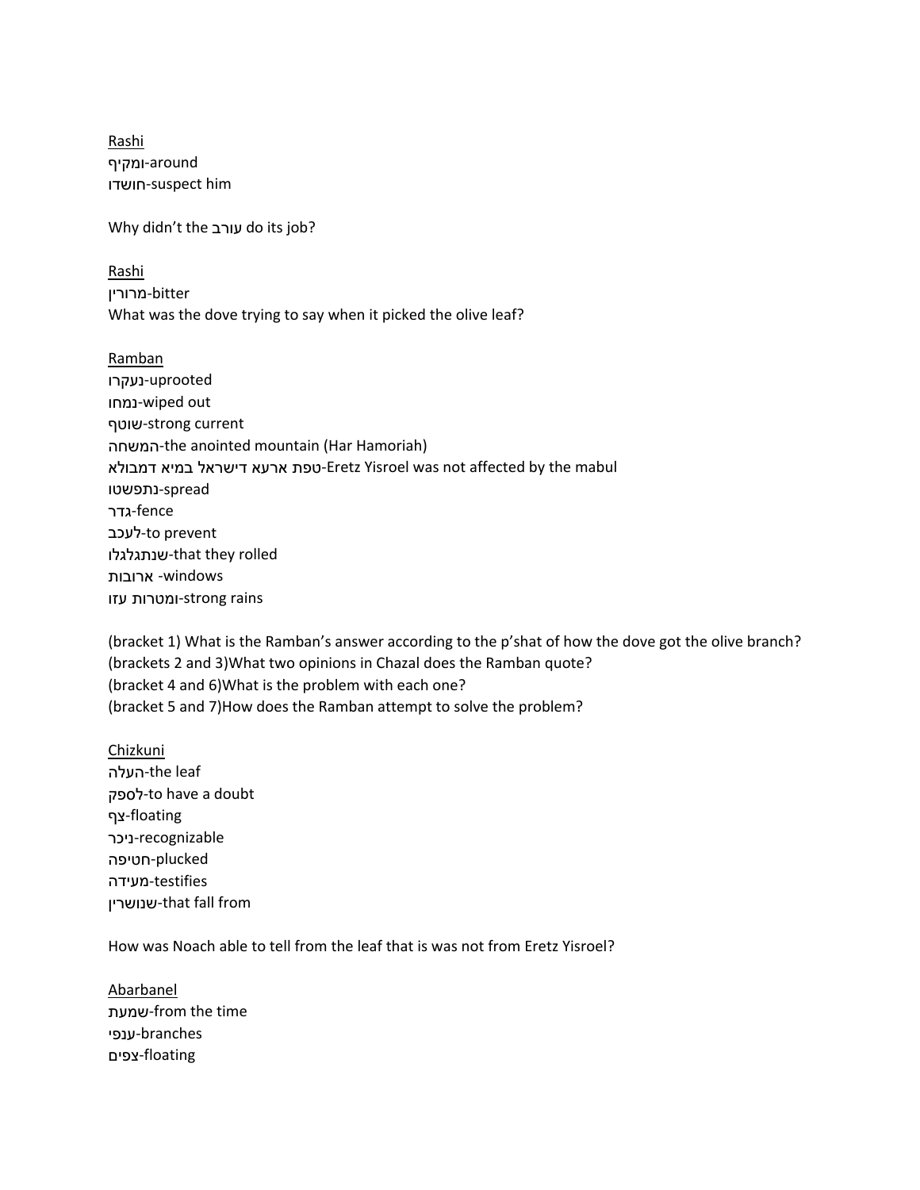<u>Rashi</u>

ומקיף-around

חושדו-suspect him

Why didn't the עורב do its job?

<u>Rashi</u>

מרורין-bitter

What was the dove trying to say when it picked the olive leaf?

<u>Ramban</u>

נעקרו-uprooted

נמחו-wiped out

שוטף-strong current

המשחה-the anointed mountain (Har Hamoriah)

טפת ארעא דישראל במיא דמבולא-Eretz Yisroel was not affected by the mabul

נתפשטו-spread

גדר-fence

לעכב-to prevent

שנתגלגלו-that they rolled

ארובות -windows

ומטרות עזו-strong rains

(bracket 1) What is the Ramban's answer according to the p'shat of how the dove got the olive branch?
(brackets 2 and 3)What two opinions in Chazal does the Ramban quote?
(bracket 4 and 6)What is the problem with each one?
(bracket 5 and 7)How does the Ramban attempt to solve the problem?

<u>Chizkuni</u>

העלה-the leaf

לספק-to have a doubt

צף-floating

ניכר-recognizable

חטיפה-plucked

מעידה-testifies

שנושרין-that fall from

How was Noach able to tell from the leaf that is was not from Eretz Yisroel?

<u>Abarbanel</u>

שמעת-from the time

ענפי-branches

צפים-floating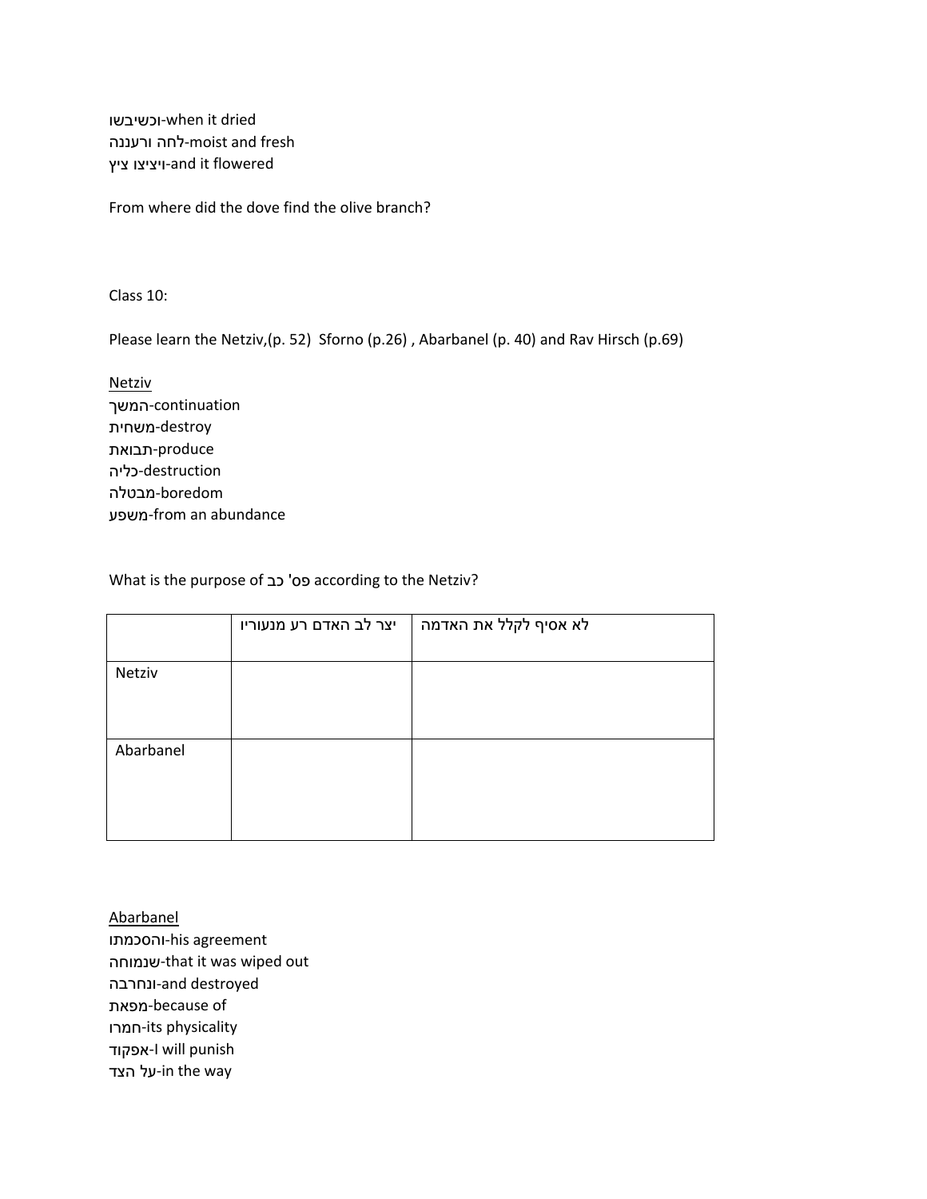וכשיבשו-when it dried
לחה ורעננה-moist and fresh
ויציצו ציץ-and it flowered

From where did the dove find the olive branch?

Class 10:

Please learn the Netziv,(p. 52)  Sforno (p.26) , Abarbanel (p. 40) and Rav Hirsch (p.69)

Netziv
המשך-continuation
משחית-destroy
תבואת-produce
כליה-destruction
מבטלה-boredom
משפע-from an abundance

What is the purpose of פס' כב according to the Netziv?

| | יצר לב האדם רע מנעוריו | לא אסיף לקלל את האדמה |
|---|---|---|
| Netziv | | |
| Abarbanel | | |

Abarbanel
והסכמתו-his agreement
שנמוחה-that it was wiped out
ונחרבה-and destroyed
מפאת-because of
חמרו-its physicality
אפקוד-I will punish
על הצד-in the way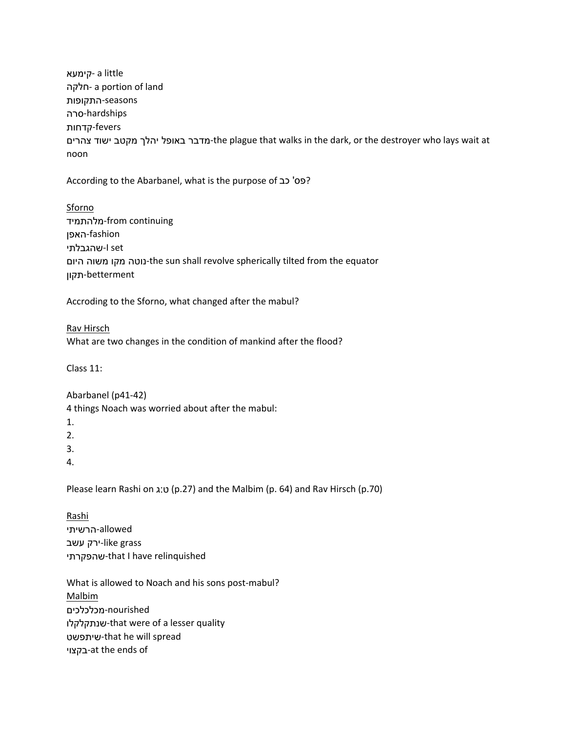קימעא- a little
חלקה- a portion of land
התקופות-seasons
סרה-hardships
קדחות-fevers
מדבר באופל יהלך מקטב ישוד צהרים-the plague that walks in the dark, or the destroyer who lays wait at noon

According to the Abarbanel, what is the purpose of פס' כב?

<u>Sforno</u>
מלהתמיד-from continuing
האפן-fashion
שהגבלתי-I set
נוטה מקו משוה היום-the sun shall revolve spherically tilted from the equator
תקון-betterment

Accroding to the Sforno, what changed after the mabul?

<u>Rav Hirsch</u>
What are two changes in the condition of mankind after the flood?

Class 11:

Abarbanel (p41-42)
4 things Noach was worried about after the mabul:
1.
2.
3.
4.

Please learn Rashi on ט:ג (p.27) and the Malbim (p. 64) and Rav Hirsch (p.70)

<u>Rashi</u>
הרשיתי-allowed
ירק עשב-like grass
שהפקרתי-that I have relinquished

What is allowed to Noach and his sons post-mabul?
<u>Malbim</u>
מכלכלכים-nourished
שנתקלקלו-that were of a lesser quality
שיתפשט-that he will spread
בקצוי-at the ends of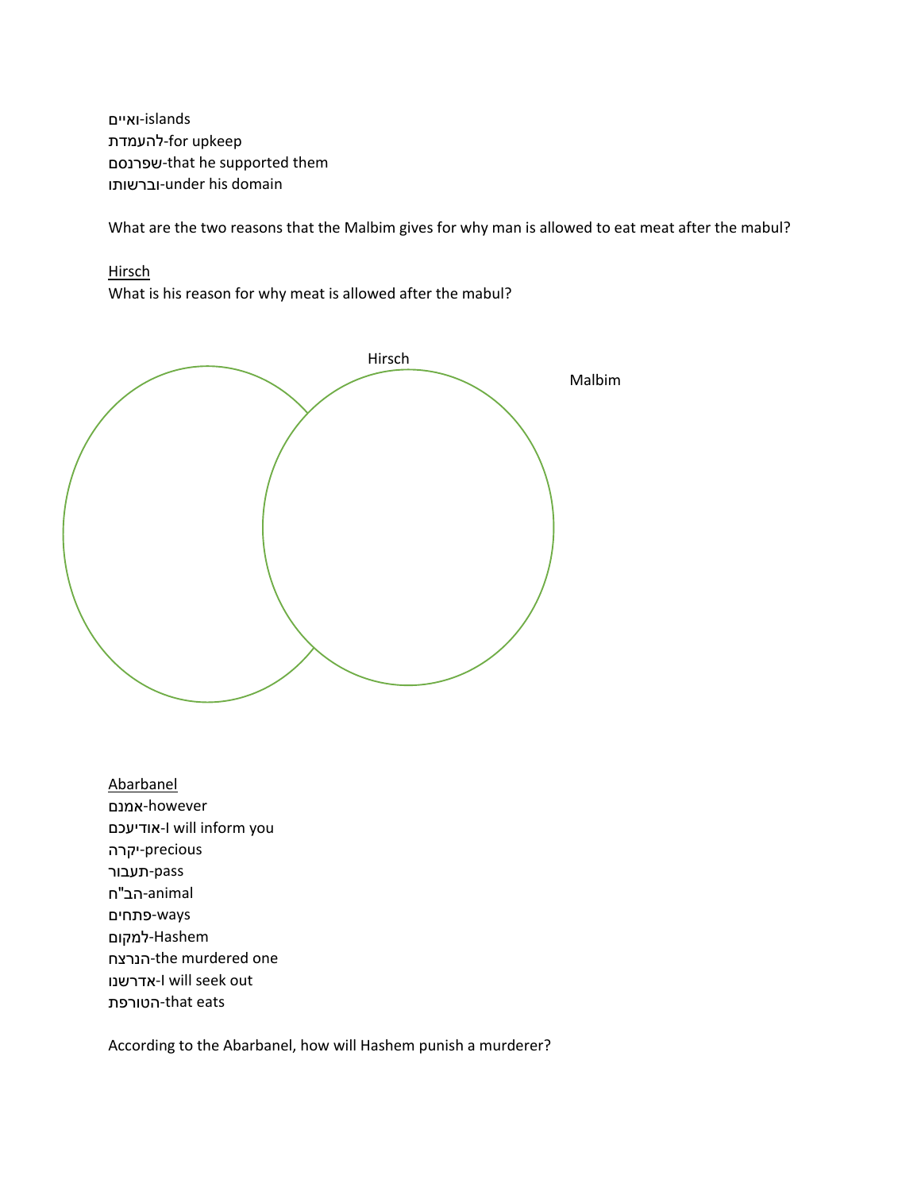ואיים-islands
להעמדת-for upkeep
שפרנסם-that he supported them
וברשותו-under his domain

What are the two reasons that the Malbim gives for why man is allowed to eat meat after the mabul?

<u>Hirsch</u>
What is his reason for why meat is allowed after the mabul?

Hirsch

Malbim

<u>Abarbanel</u>
אמנם-however
אודיעכם-I will inform you
יקרה-precious
תעבור-pass
הב"ח-animal
פתחים-ways
למקום-Hashem
הנרצח-the murdered one
אדרשנו-I will seek out
הטורפת-that eats

According to the Abarbanel, how will Hashem punish a murderer?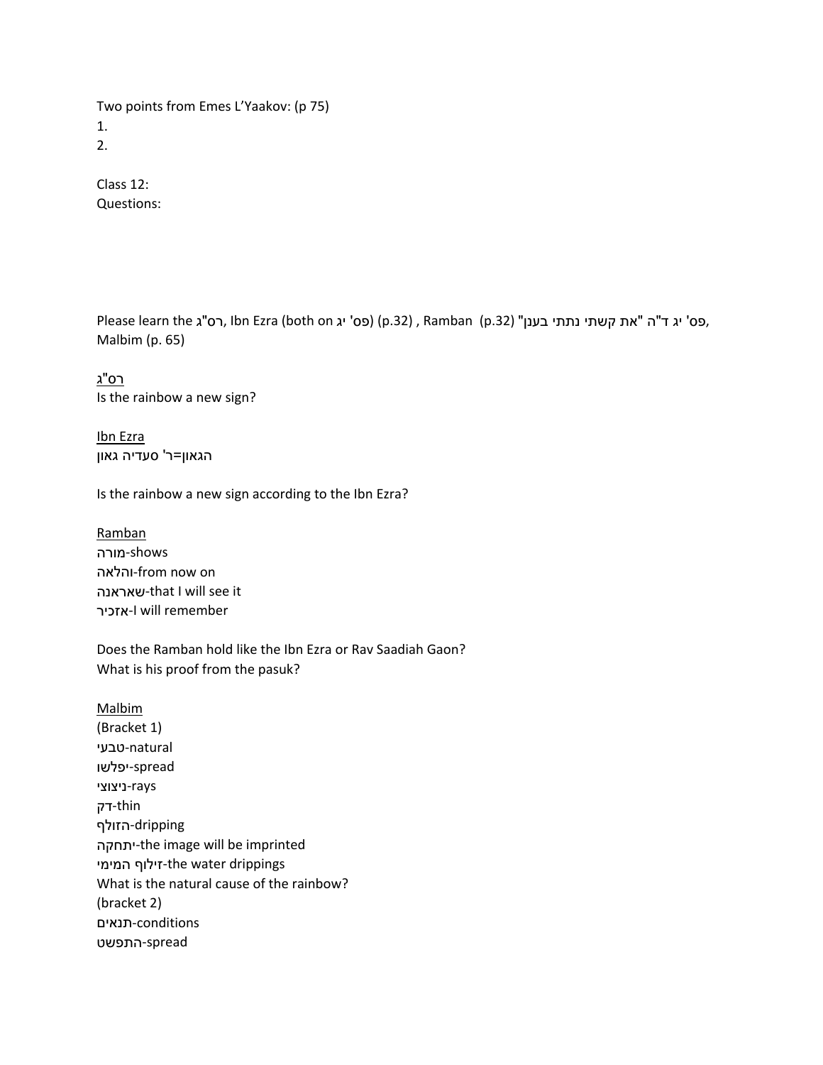Two points from Emes L'Yaakov: (p 75)

1.
2.

Class 12:

Questions:

Please learn the רס"ג, Ibn Ezra (both on פס' יג) (p.32) , Ramban (p.32) "את קשתי נתתי בענן" פס' יג ד"ה, Malbim (p. 65)

<u>רס"ג</u>

Is the rainbow a new sign?

<u>Ibn Ezra</u>

הגאון=ר' סעדיה גאון

Is the rainbow a new sign according to the Ibn Ezra?

<u>Ramban</u>

מורה-shows
והלאה-from now on
שאראנה-that I will see it
אזכיר-I will remember

Does the Ramban hold like the Ibn Ezra or Rav Saadiah Gaon?
What is his proof from the pasuk?

<u>Malbim</u>

(Bracket 1)
טבעי-natural
יפלשו-spread
ניצוצי-rays
דק-thin
הזולף-dripping
יתחקה-the image will be imprinted
זילוף המימי-the water drippings
What is the natural cause of the rainbow?
(bracket 2)
תנאים-conditions
התפשט-spread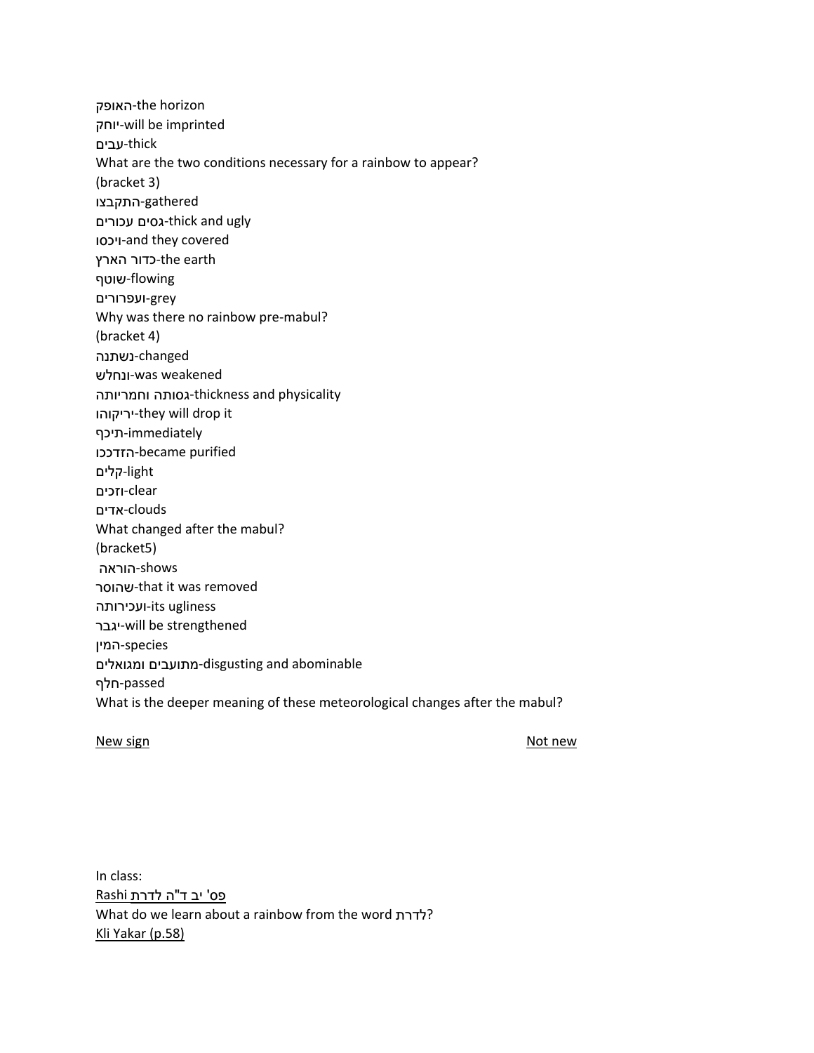האופק-the horizon
יוחק-will be imprinted
עבים-thick
What are the two conditions necessary for a rainbow to appear?
(bracket 3)
התקבצו-gathered
גסים עכורים-thick and ugly
ויכסו-and they covered
כדור הארץ-the earth
שוטף-flowing
ועפרורים-grey
Why was there no rainbow pre-mabul?
(bracket 4)
נשתנה-changed
ונחלש-was weakened
גסותה וחמריותה-thickness and physicality
יריקוהו-they will drop it
תיכף-immediately
הזדככו-became purified
קלים-light
וזכים-clear
אדים-clouds
What changed after the mabul?
(bracket5)
הוראה-shows
שהוסר-that it was removed
ועכירותה-its ugliness
יגבר-will be strengthened
המין-species
מתועבים ומגואלים-disgusting and abominable
חלף-passed
What is the deeper meaning of these meteorological changes after the mabul?

| New sign | Not new |
| --- | --- |
| | |

In class:
Rashi פס' יב ד"ה לדרת
What do we learn about a rainbow from the word לדרת?
Kli Yakar (p.58)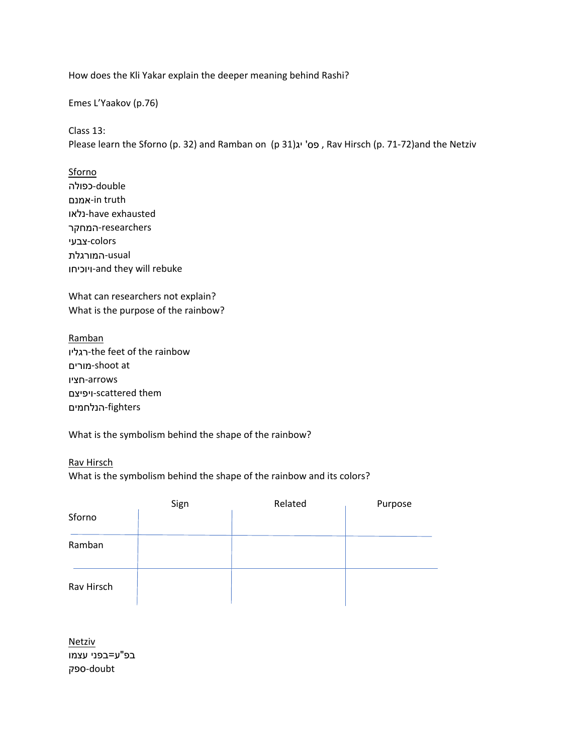How does the Kli Yakar explain the deeper meaning behind Rashi?

Emes L'Yaakov (p.76)

Class 13:
Please learn the Sforno (p. 32) and Ramban on (p 31)פס' יג , Rav Hirsch (p. 71-72)and the Netziv

Sforno
כפולה-double
אמנם-in truth
נלאו-have exhausted
המחקר-researchers
צבעי-colors
המורגלת-usual
ויוכיחו-and they will rebuke

What can researchers not explain?
What is the purpose of the rainbow?

Ramban
רגליו-the feet of the rainbow
מורים-shoot at
חציו-arrows
ויפיצם-scattered them
הנלחמים-fighters

What is the symbolism behind the shape of the rainbow?

Rav Hirsch
What is the symbolism behind the shape of the rainbow and its colors?

| | Sign | Related | Purpose |
|---|---|---|---|
| Sforno | | | |
| Ramban | | | |
| Rav Hirsch | | | |

Netziv
בפ"ע=בפני עצמו
ספק-doubt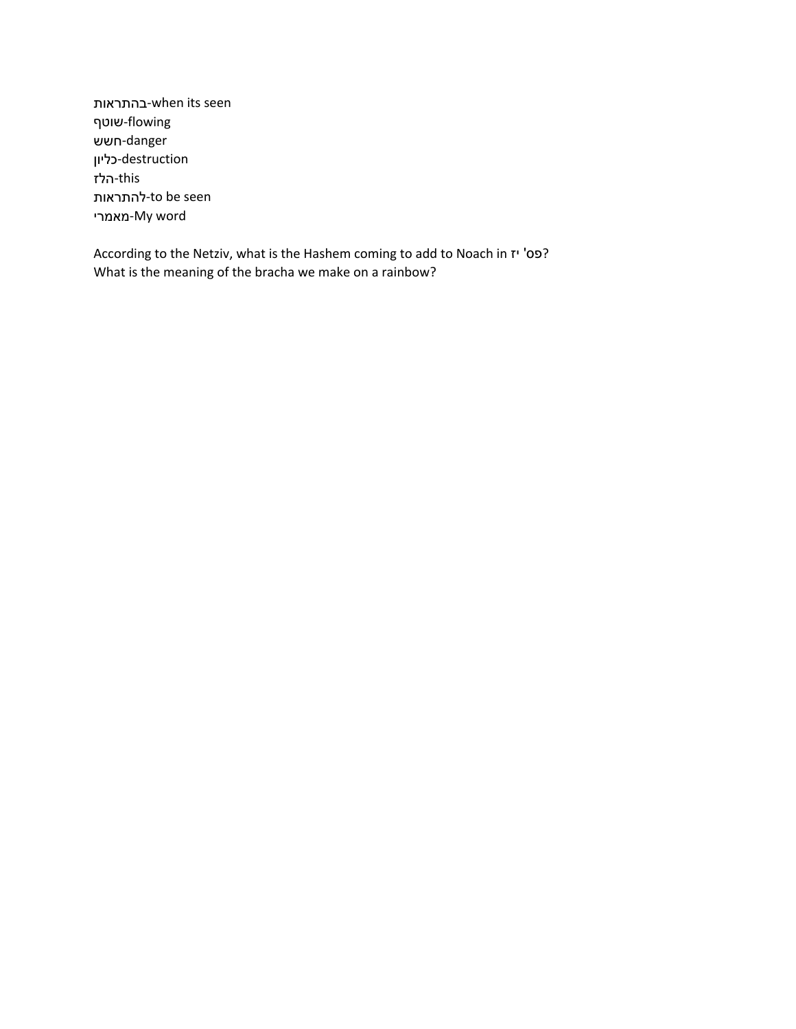בהתראות-when its seen
שוטף-flowing
חשש-danger
כליון-destruction
הלז-this
להתראות-to be seen
מאמרי-My word

According to the Netziv, what is the Hashem coming to add to Noach in פס' יז?
What is the meaning of the bracha we make on a rainbow?